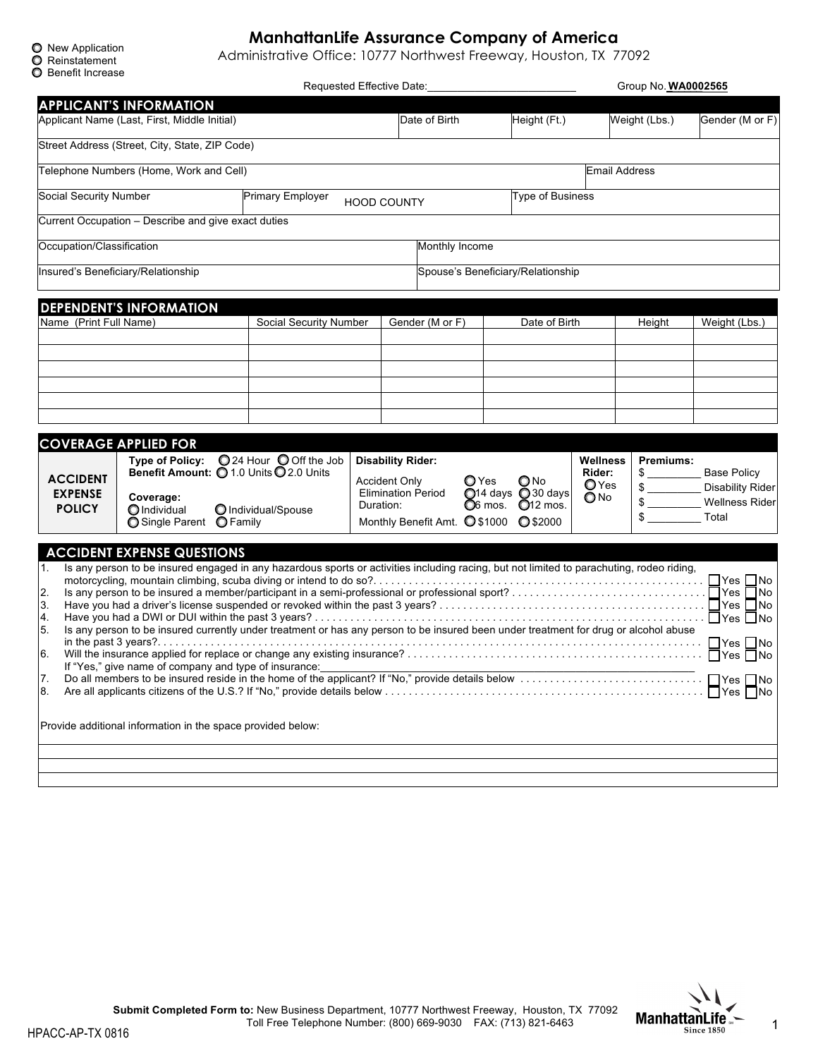○ New Application
○ Reinstatement
○ Benefit Increase

# ManhattanLife Assurance Company of America

Administrative Office: 10777 Northwest Freeway, Houston, TX 77092

Requested Effective Date:_________________________ Group No. **WA0002565**

## APPLICANT'S INFORMATION

| Applicant Name (Last, First, Middle Initial) | | Date of Birth | Height (Ft.) | Weight (Lbs.) | Gender (M or F) |
|---|---|---|---|---|---|
| Street Address (Street, City, State, ZIP Code) | | | | | |
| Telephone Numbers (Home, Work and Cell) | | | | Email Address | |
| Social Security Number | Primary Employer HOOD COUNTY | | Type of Business | | |
| Current Occupation – Describe and give exact duties | | | | | |
| Occupation/Classification | | Monthly Income | | | |
| Insured's Beneficiary/Relationship | | Spouse's Beneficiary/Relationship | | | |

## DEPENDENT'S INFORMATION

| Name (Print Full Name) | Social Security Number | Gender (M or F) | Date of Birth | Height | Weight (Lbs.) |
|---|---|---|---|---|---|
| | | | | | |
| | | | | | |
| | | | | | |
| | | | | | |
| | | | | | |
| | | | | | |

## COVERAGE APPLIED FOR

| | | | | |
|---|---|---|---|---|
| **ACCIDENT EXPENSE POLICY** | **Type of Policy:** ○ 24 Hour ○ Off the Job<br>**Benefit Amount:** ○ 1.0 Units ○ 2.0 Units<br>**Coverage:**<br>○ Individual ○ Individual/Spouse<br>○ Single Parent ○ Family | **Disability Rider:**<br>Accident Only ○ Yes ○ No<br>Elimination Period ○ 14 days ○ 30 days<br>Duration: ○ 6 mos. ○ 12 mos.<br>Monthly Benefit Amt. ○ $1000 ○ $2000 | **Wellness Rider:**<br>○ Yes<br>○ No | **Premiums:**<br>$ _________ Base Policy<br>$ _________ Disability Rider<br>$ _________ Wellness Rider<br>$ _________ Total |

## ACCIDENT EXPENSE QUESTIONS

1. Is any person to be insured engaged in any hazardous sports or activities including racing, but not limited to parachuting, rodeo riding, motorcycling, mountain climbing, scuba diving or intend to do so? ☐ Yes ☐ No
2. Is any person to be insured a member/participant in a semi-professional or professional sport? ☐ Yes ☐ No
3. Have you had a driver's license suspended or revoked within the past 3 years? ☐ Yes ☐ No
4. Have you had a DWI or DUI within the past 3 years? ☐ Yes ☐ No
5. Is any person to be insured currently under treatment or has any person to be insured been under treatment for drug or alcohol abuse in the past 3 years? ☐ Yes ☐ No
6. Will the insurance applied for replace or change any existing insurance? ☐ Yes ☐ No
   If "Yes," give name of company and type of insurance:_______________________________________________
7. Do all members to be insured reside in the home of the applicant? If "No," provide details below ☐ Yes ☐ No
8. Are all applicants citizens of the U.S.? If "No," provide details below ☐ Yes ☐ No

Provide additional information in the space provided below:

_______________________________________________

_______________________________________________

_______________________________________________

**Submit Completed Form to:** New Business Department, 10777 Northwest Freeway, Houston, TX 77092
Toll Free Telephone Number: (800) 669-9030 FAX: (713) 821-6463

ManhattanLife Since 1850

HPACC-AP-TX 0816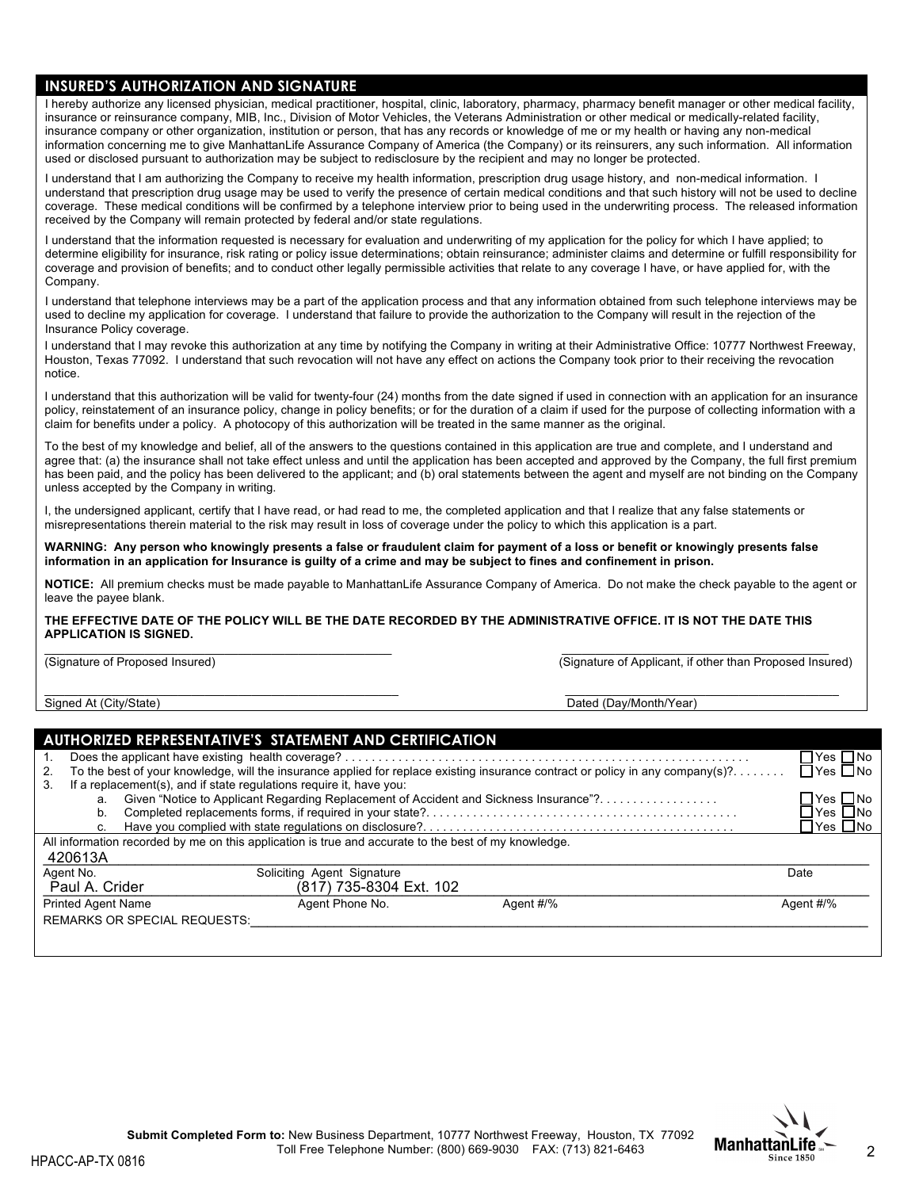## INSURED'S AUTHORIZATION AND SIGNATURE

I hereby authorize any licensed physician, medical practitioner, hospital, clinic, laboratory, pharmacy, pharmacy benefit manager or other medical facility, insurance or reinsurance company, MIB, Inc., Division of Motor Vehicles, the Veterans Administration or other medical or medically-related facility, insurance company or other organization, institution or person, that has any records or knowledge of me or my health or having any non-medical information concerning me to give ManhattanLife Assurance Company of America (the Company) or its reinsurers, any such information. All information used or disclosed pursuant to authorization may be subject to redisclosure by the recipient and may no longer be protected.

I understand that I am authorizing the Company to receive my health information, prescription drug usage history, and non-medical information. I understand that prescription drug usage may be used to verify the presence of certain medical conditions and that such history will not be used to decline coverage. These medical conditions will be confirmed by a telephone interview prior to being used in the underwriting process. The released information received by the Company will remain protected by federal and/or state regulations.

I understand that the information requested is necessary for evaluation and underwriting of my application for the policy for which I have applied; to determine eligibility for insurance, risk rating or policy issue determinations; obtain reinsurance; administer claims and determine or fulfill responsibility for coverage and provision of benefits; and to conduct other legally permissible activities that relate to any coverage I have, or have applied for, with the Company.

I understand that telephone interviews may be a part of the application process and that any information obtained from such telephone interviews may be used to decline my application for coverage. I understand that failure to provide the authorization to the Company will result in the rejection of the Insurance Policy coverage.

I understand that I may revoke this authorization at any time by notifying the Company in writing at their Administrative Office: 10777 Northwest Freeway, Houston, Texas 77092. I understand that such revocation will not have any effect on actions the Company took prior to their receiving the revocation notice.

I understand that this authorization will be valid for twenty-four (24) months from the date signed if used in connection with an application for an insurance policy, reinstatement of an insurance policy, change in policy benefits; or for the duration of a claim if used for the purpose of collecting information with a claim for benefits under a policy. A photocopy of this authorization will be treated in the same manner as the original.

To the best of my knowledge and belief, all of the answers to the questions contained in this application are true and complete, and I understand and agree that: (a) the insurance shall not take effect unless and until the application has been accepted and approved by the Company, the full first premium has been paid, and the policy has been delivered to the applicant; and (b) oral statements between the agent and myself are not binding on the Company unless accepted by the Company in writing.

I, the undersigned applicant, certify that I have read, or had read to me, the completed application and that I realize that any false statements or misrepresentations therein material to the risk may result in loss of coverage under the policy to which this application is a part.

**WARNING: Any person who knowingly presents a false or fraudulent claim for payment of a loss or benefit or knowingly presents false information in an application for Insurance is guilty of a crime and may be subject to fines and confinement in prison.**

**NOTICE:** All premium checks must be made payable to ManhattanLife Assurance Company of America. Do not make the check payable to the agent or leave the payee blank.

**THE EFFECTIVE DATE OF THE POLICY WILL BE THE DATE RECORDED BY THE ADMINISTRATIVE OFFICE. IT IS NOT THE DATE THIS APPLICATION IS SIGNED.**

______________________________ (Signature of Proposed Insured)

______________________________ (Signature of Applicant, if other than Proposed Insured)

______________________________ Signed At (City/State)

______________________________ Dated (Day/Month/Year)

## AUTHORIZED REPRESENTATIVE'S STATEMENT AND CERTIFICATION

1. Does the applicant have existing health coverage? ☐ Yes ☐ No
2. To the best of your knowledge, will the insurance applied for replace existing insurance contract or policy in any company(s)? ☐ Yes ☐ No
3. If a replacement(s), and if state regulations require it, have you:
   a. Given "Notice to Applicant Regarding Replacement of Accident and Sickness Insurance"? ☐ Yes ☐ No
   b. Completed replacements forms, if required in your state? ☐ Yes ☐ No
   c. Have you complied with state regulations on disclosure? ☐ Yes ☐ No

All information recorded by me on this application is true and accurate to the best of my knowledge.

| Agent No. | Soliciting Agent Signature | | Date |
|---|---|---|---|
| 420613A | | | |

| Printed Agent Name | Agent Phone No. | Agent #/% | Agent #/% |
|---|---|---|---|
| Paul A. Crider | (817) 735-8304 Ext. 102 | | |

REMARKS OR SPECIAL REQUESTS: ______________________________

**Submit Completed Form to:** New Business Department, 10777 Northwest Freeway, Houston, TX 77092
Toll Free Telephone Number: (800) 669-9030 FAX: (713) 821-6463

ManhattanLife Since 1850

HPACC-AP-TX 0816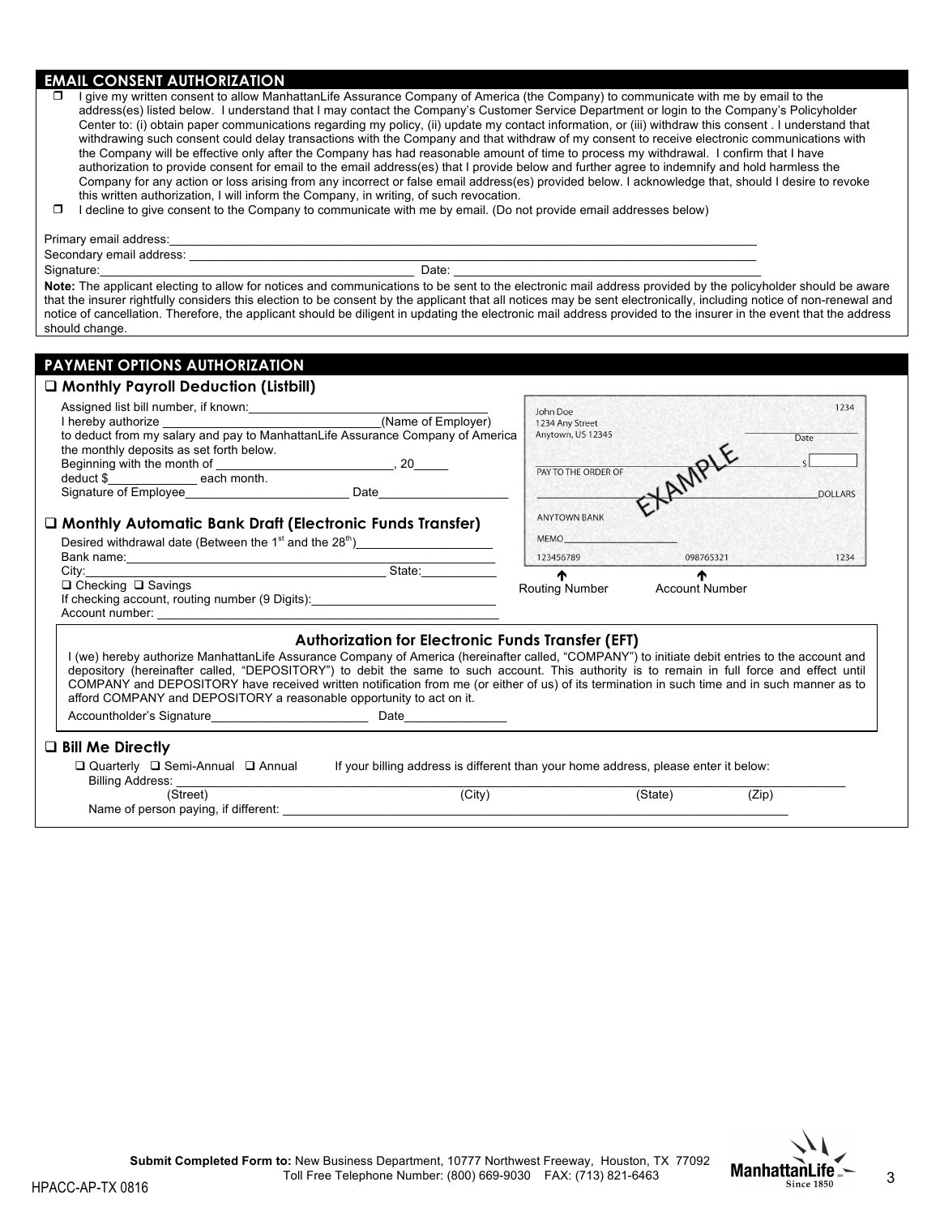## EMAIL CONSENT AUTHORIZATION

- ☐ I give my written consent to allow ManhattanLife Assurance Company of America (the Company) to communicate with me by email to the address(es) listed below. I understand that I may contact the Company's Customer Service Department or login to the Company's Policyholder Center to: (i) obtain paper communications regarding my policy, (ii) update my contact information, or (iii) withdraw this consent . I understand that withdrawing such consent could delay transactions with the Company and that withdraw of my consent to receive electronic communications with the Company will be effective only after the Company has had reasonable amount of time to process my withdrawal. I confirm that I have authorization to provide consent for email to the email address(es) that I provide below and further agree to indemnify and hold harmless the Company for any action or loss arising from any incorrect or false email address(es) provided below. I acknowledge that, should I desire to revoke this written authorization, I will inform the Company, in writing, of such revocation.
- ☐ I decline to give consent to the Company to communicate with me by email. (Do not provide email addresses below)

Primary email address: ______________________________

Secondary email address: ______________________________

Signature: ______________________________ Date: ______________________________

**Note:** The applicant electing to allow for notices and communications to be sent to the electronic mail address provided by the policyholder should be aware that the insurer rightfully considers this election to be consent by the applicant that all notices may be sent electronically, including notice of non-renewal and notice of cancellation. Therefore, the applicant should be diligent in updating the electronic mail address provided to the insurer in the event that the address should change.

## PAYMENT OPTIONS AUTHORIZATION

### ☐ Monthly Payroll Deduction (Listbill)

Assigned list bill number, if known: ______________________________

I hereby authorize ______________________________(Name of Employer) to deduct from my salary and pay to ManhattanLife Assurance Company of America the monthly deposits as set forth below.

Beginning with the month of ______________________________, 20_____

deduct $_____________ each month.

Signature of Employee______________________ Date__________________

### ☐ Monthly Automatic Bank Draft (Electronic Funds Transfer)

Desired withdrawal date (Between the 1st and the 28th)__________________

Bank name: ______________________________

City: ______________________________ State: __________

☐ Checking ☐ Savings

If checking account, routing number (9 Digits): ______________________________

Account number: ______________________________

John Doe
1234 Any Street
Anytown, US 12345

1234

Date

PAY TO THE ORDER OF $

DOLLARS

EXAMPLE

ANYTOWN BANK

MEMO

123456789 098765321 1234

Routing Number    Account Number

#### Authorization for Electronic Funds Transfer (EFT)

I (we) hereby authorize ManhattanLife Assurance Company of America (hereinafter called, "COMPANY") to initiate debit entries to the account and depository (hereinafter called, "DEPOSITORY") to debit the same to such account. This authority is to remain in full force and effect until COMPANY and DEPOSITORY have received written notification from me (or either of us) of its termination in such time and in such manner as to afford COMPANY and DEPOSITORY a reasonable opportunity to act on it.

Accountholder's Signature______________________ Date______________

### ☐ Bill Me Directly

☐ Quarterly ☐ Semi-Annual ☐ Annual    If your billing address is different than your home address, please enter it below:

Billing Address: ______________________________

(Street) (City) (State) (Zip)

Name of person paying, if different: ______________________________

**Submit Completed Form to:** New Business Department, 10777 Northwest Freeway, Houston, TX 77092
Toll Free Telephone Number: (800) 669-9030 FAX: (713) 821-6463

HPACC-AP-TX 0816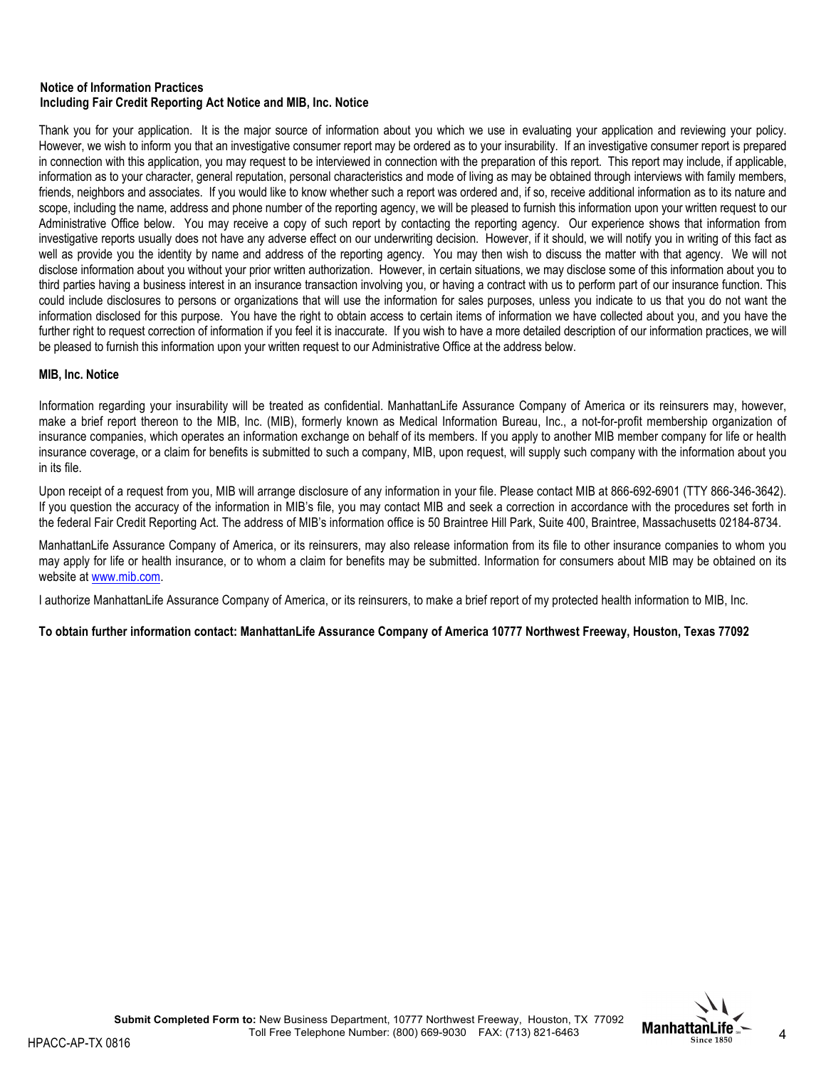**Notice of Information Practices**
**Including Fair Credit Reporting Act Notice and MIB, Inc. Notice**

Thank you for your application. It is the major source of information about you which we use in evaluating your application and reviewing your policy. However, we wish to inform you that an investigative consumer report may be ordered as to your insurability. If an investigative consumer report is prepared in connection with this application, you may request to be interviewed in connection with the preparation of this report. This report may include, if applicable, information as to your character, general reputation, personal characteristics and mode of living as may be obtained through interviews with family members, friends, neighbors and associates. If you would like to know whether such a report was ordered and, if so, receive additional information as to its nature and scope, including the name, address and phone number of the reporting agency, we will be pleased to furnish this information upon your written request to our Administrative Office below. You may receive a copy of such report by contacting the reporting agency. Our experience shows that information from investigative reports usually does not have any adverse effect on our underwriting decision. However, if it should, we will notify you in writing of this fact as well as provide you the identity by name and address of the reporting agency. You may then wish to discuss the matter with that agency. We will not disclose information about you without your prior written authorization. However, in certain situations, we may disclose some of this information about you to third parties having a business interest in an insurance transaction involving you, or having a contract with us to perform part of our insurance function. This could include disclosures to persons or organizations that will use the information for sales purposes, unless you indicate to us that you do not want the information disclosed for this purpose. You have the right to obtain access to certain items of information we have collected about you, and you have the further right to request correction of information if you feel it is inaccurate. If you wish to have a more detailed description of our information practices, we will be pleased to furnish this information upon your written request to our Administrative Office at the address below.

**MIB, Inc. Notice**

Information regarding your insurability will be treated as confidential. ManhattanLife Assurance Company of America or its reinsurers may, however, make a brief report thereon to the MIB, Inc. (MIB), formerly known as Medical Information Bureau, Inc., a not-for-profit membership organization of insurance companies, which operates an information exchange on behalf of its members. If you apply to another MIB member company for life or health insurance coverage, or a claim for benefits is submitted to such a company, MIB, upon request, will supply such company with the information about you in its file.

Upon receipt of a request from you, MIB will arrange disclosure of any information in your file. Please contact MIB at 866-692-6901 (TTY 866-346-3642). If you question the accuracy of the information in MIB's file, you may contact MIB and seek a correction in accordance with the procedures set forth in the federal Fair Credit Reporting Act. The address of MIB's information office is 50 Braintree Hill Park, Suite 400, Braintree, Massachusetts 02184-8734.

ManhattanLife Assurance Company of America, or its reinsurers, may also release information from its file to other insurance companies to whom you may apply for life or health insurance, or to whom a claim for benefits may be submitted. Information for consumers about MIB may be obtained on its website at www.mib.com.

I authorize ManhattanLife Assurance Company of America, or its reinsurers, to make a brief report of my protected health information to MIB, Inc.

**To obtain further information contact: ManhattanLife Assurance Company of America 10777 Northwest Freeway, Houston, Texas 77092**

**Submit Completed Form to:** New Business Department, 10777 Northwest Freeway, Houston, TX 77092
Toll Free Telephone Number: (800) 669-9030 FAX: (713) 821-6463

HPACC-AP-TX 0816